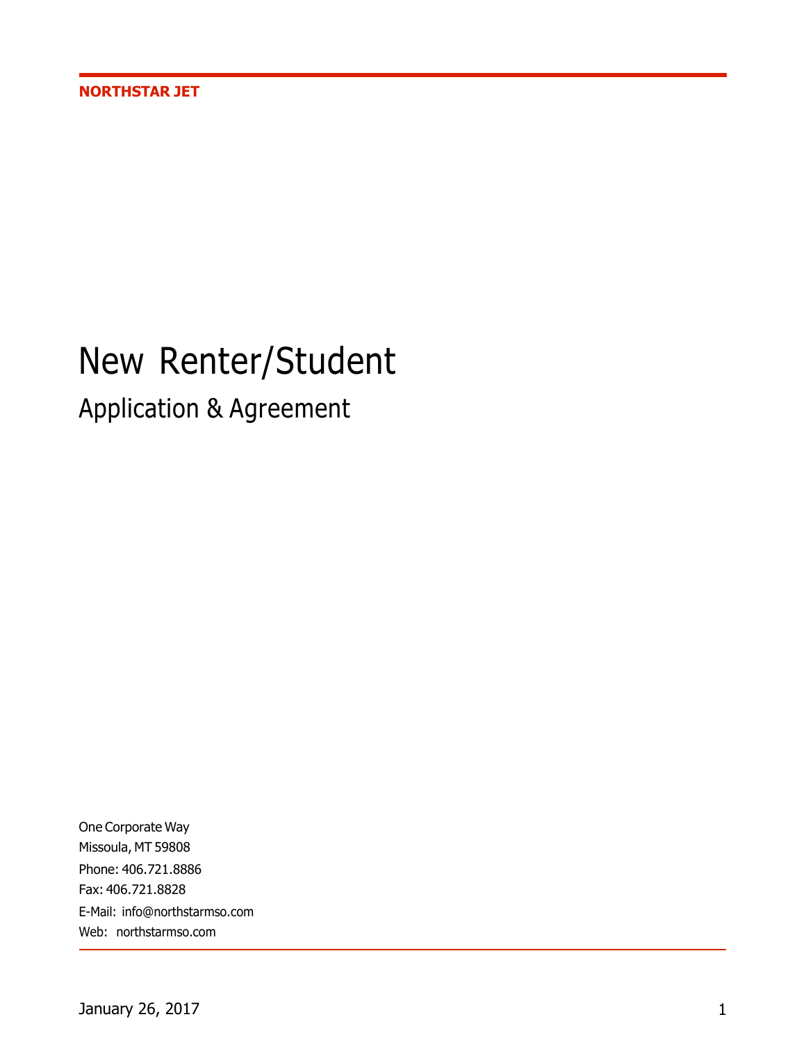**NORTHSTAR JET**

# New Renter/Student

## Application & Agreement

One Corporate Way
Missoula, MT 59808
Phone: 406.721.8886
Fax: 406.721.8828
E-Mail: info@northstarmso.com
Web: northstarmso.com

January 26, 2017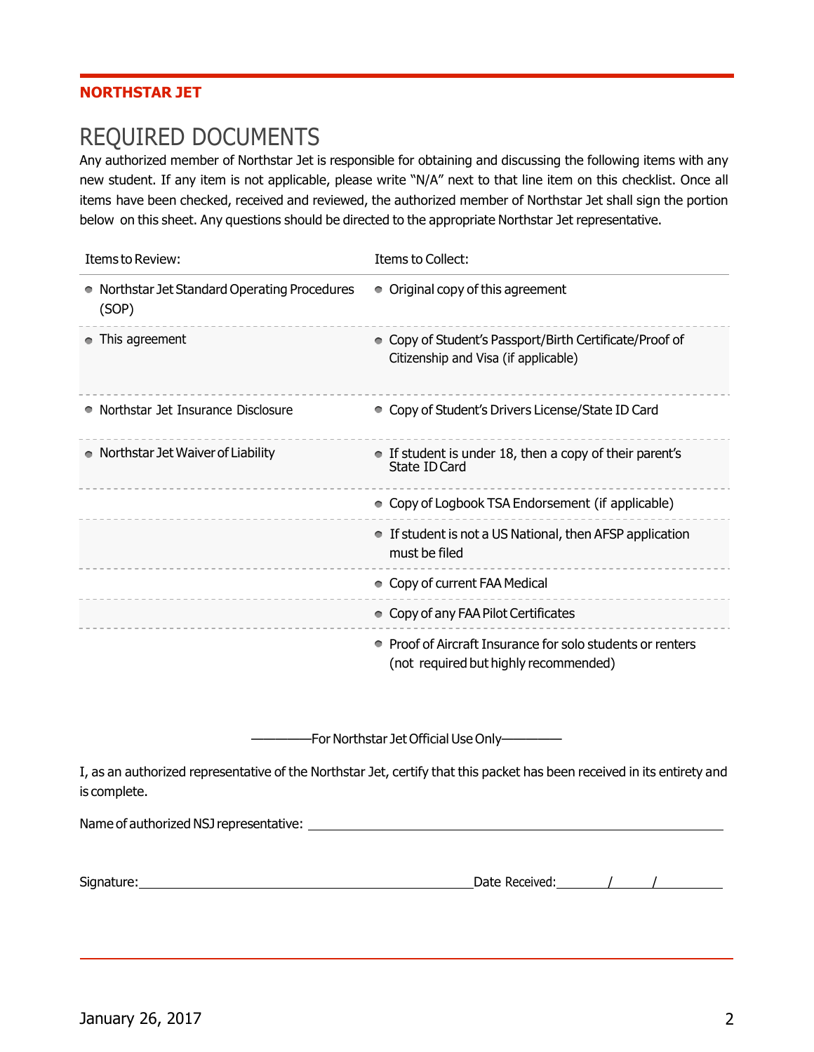**NORTHSTAR JET**

# REQUIRED DOCUMENTS

Any authorized member of Northstar Jet is responsible for obtaining and discussing the following items with any new student. If any item is not applicable, please write "N/A" next to that line item on this checklist. Once all items have been checked, received and reviewed, the authorized member of Northstar Jet shall sign the portion below on this sheet. Any questions should be directed to the appropriate Northstar Jet representative.

| Items to Review: | Items to Collect: |
|---|---|
| • Northstar Jet Standard Operating Procedures (SOP) | • Original copy of this agreement |
| • This agreement | • Copy of Student's Passport/Birth Certificate/Proof of Citizenship and Visa (if applicable) |
| • Northstar Jet Insurance Disclosure | • Copy of Student's Drivers License/State ID Card |
| • Northstar Jet Waiver of Liability | • If student is under 18, then a copy of their parent's State ID Card |
| | • Copy of Logbook TSA Endorsement (if applicable) |
| | • If student is not a US National, then AFSP application must be filed |
| | • Copy of current FAA Medical |
| | • Copy of any FAA Pilot Certificates |
| | • Proof of Aircraft Insurance for solo students or renters (not required but highly recommended) |

—————For Northstar Jet Official Use Only—————

I, as an authorized representative of the Northstar Jet, certify that this packet has been received in its entirety and is complete.

Name of authorized NSJ representative: ______________________________________________

Signature: ______________________________________ Date Received: ______/______/________

January 26, 2017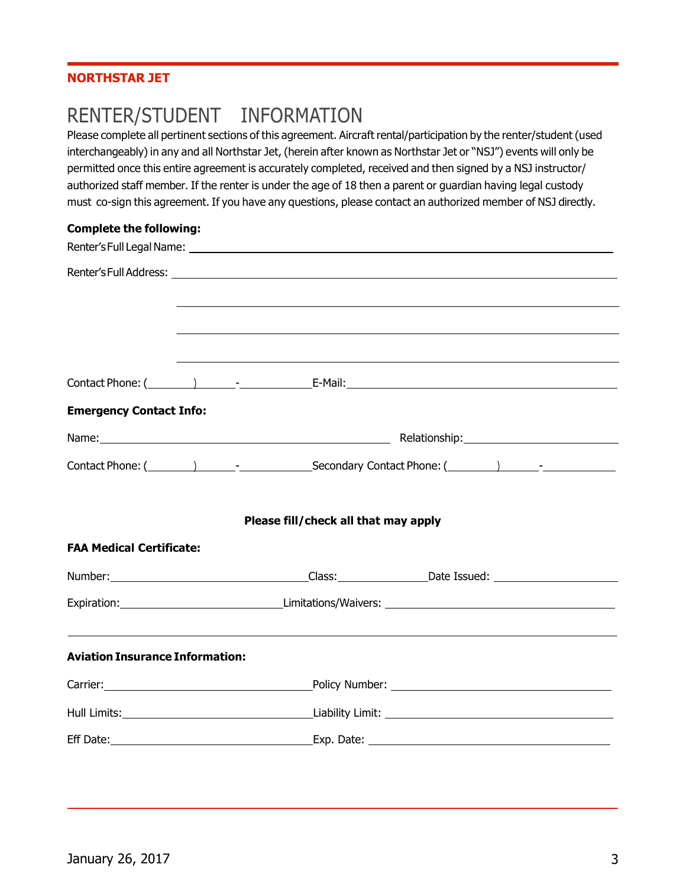**NORTHSTAR JET**

# RENTER/STUDENT INFORMATION

Please complete all pertinent sections of this agreement. Aircraft rental/participation by the renter/student (used interchangeably) in any and all Northstar Jet, (herein after known as Northstar Jet or "NSJ") events will only be permitted once this entire agreement is accurately completed, received and then signed by a NSJ instructor/ authorized staff member. If the renter is under the age of 18 then a parent or guardian having legal custody must co-sign this agreement. If you have any questions, please contact an authorized member of NSJ directly.

**Complete the following:**

Renter's Full Legal Name: ______________________________________________

Renter's Full Address: ______________________________________________

______________________________________________

______________________________________________

______________________________________________

Contact Phone: (______) ______-__________ E-Mail: ______________________________

**Emergency Contact Info:**

Name: ______________________________ Relationship: ______________________

Contact Phone: (______) ______-__________ Secondary Contact Phone: (______) ______-__________

**Please fill/check all that may apply**

**FAA Medical Certificate:**

Number: ____________________ Class: __________ Date Issued: ______________

Expiration: ________________ Limitations/Waivers: ________________________

______________________________________________

**Aviation Insurance Information:**

Carrier: ____________________ Policy Number: ________________________

Hull Limits: ________________ Liability Limit: ________________________

Eff Date: __________________ Exp. Date: ____________________________

January 26, 2017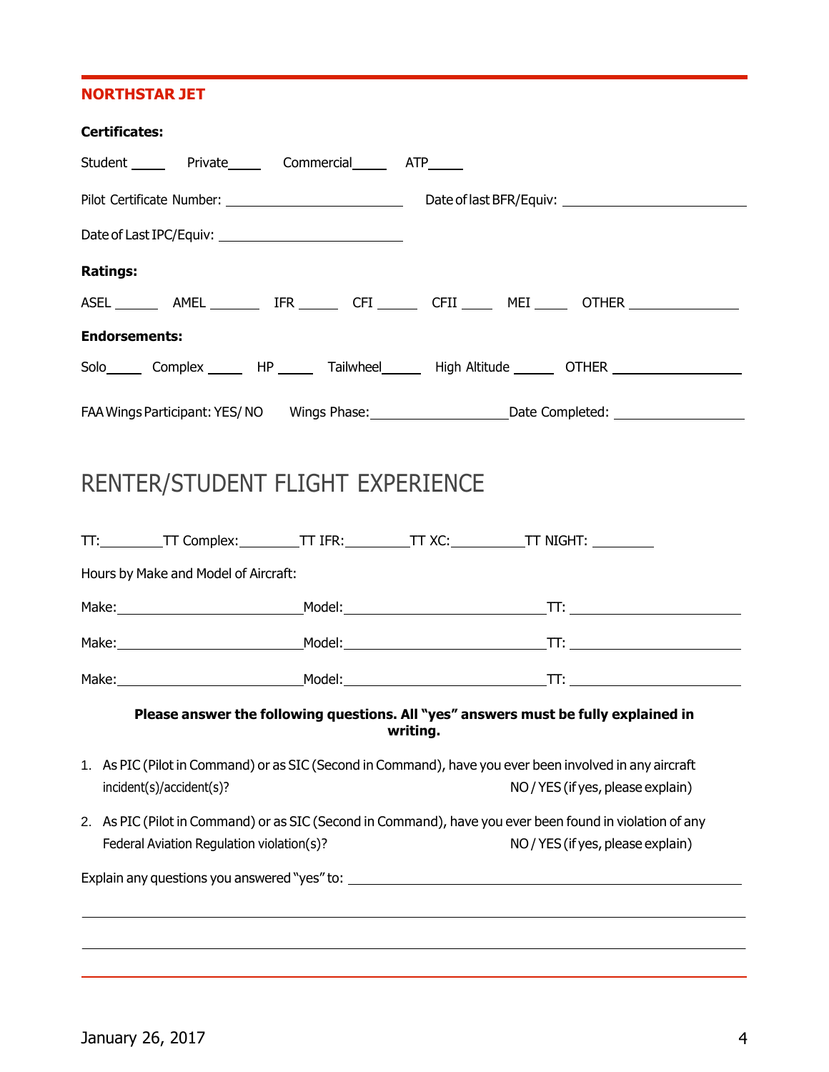**NORTHSTAR JET**

**Certificates:**

Student ____ Private____ Commercial____ ATP____

Pilot Certificate Number: ____________________ Date of last BFR/Equiv: ____________________

Date of Last IPC/Equiv: ____________________

**Ratings:**

ASEL _____ AMEL ______ IFR _____ CFI _____ CFII ____ MEI ____ OTHER ____________

**Endorsements:**

Solo____ Complex ____ HP ____ Tailwheel_____ High Altitude _____ OTHER ______________

FAA Wings Participant: YES/ NO Wings Phase:_______________Date Completed: ______________

# RENTER/STUDENT FLIGHT EXPERIENCE

TT:_______TT Complex:_______TT IFR:_______TT XC:________TT NIGHT: _______

Hours by Make and Model of Aircraft:

Make:____________________Model:______________________TT: __________________

Make:____________________Model:______________________TT: __________________

Make:____________________Model:______________________TT: __________________

**Please answer the following questions. All "yes" answers must be fully explained in writing.**

1. As PIC (Pilot in Command) or as SIC (Second in Command), have you ever been involved in any aircraft incident(s)/accident(s)? NO / YES (if yes, please explain)
2. As PIC (Pilot in Command) or as SIC (Second in Command), have you ever been found in violation of any Federal Aviation Regulation violation(s)? NO / YES (if yes, please explain)

Explain any questions you answered "yes" to: ____________________________________________

________________________________________________________________________________

________________________________________________________________________________

January 26, 2017